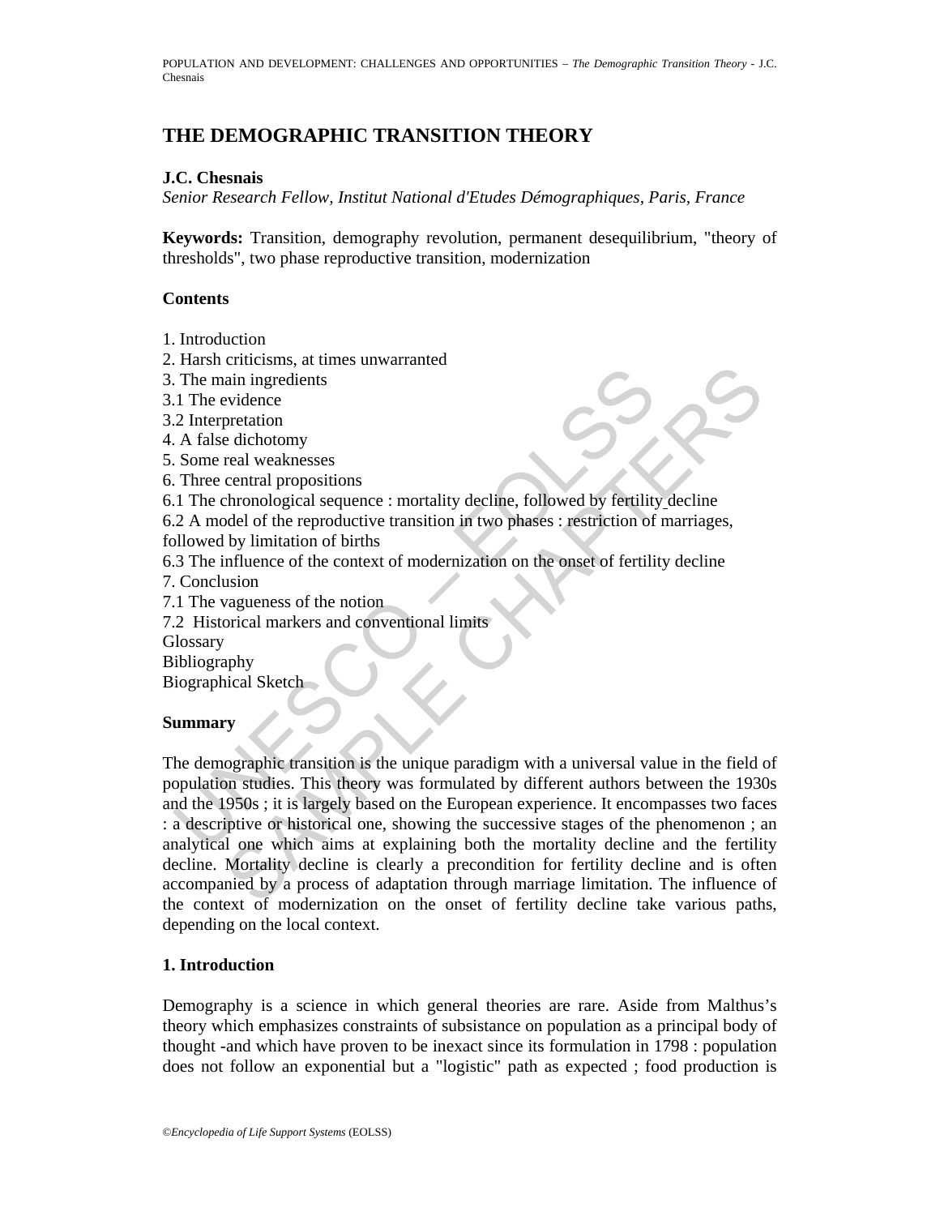# THE DEMOGRAPHIC TRANSITION THEORY

**J.C. Chesnais**

*Senior Research Fellow, Institut National d'Etudes Démographiques, Paris, France*

**Keywords:** Transition, demography revolution, permanent desequilibrium, "theory of thresholds", two phase reproductive transition, modernization

## Contents

1. Introduction
2. Harsh criticisms, at times unwarranted
3. The main ingredients
3.1 The evidence
3.2 Interpretation
4. A false dichotomy
5. Some real weaknesses
6. Three central propositions
6.1 The chronological sequence : mortality decline, followed by fertility decline
6.2 A model of the reproductive transition in two phases : restriction of marriages, followed by limitation of births
6.3 The influence of the context of modernization on the onset of fertility decline
7. Conclusion
7.1 The vagueness of the notion
7.2 Historical markers and conventional limits

Glossary

Bibliography

Biographical Sketch

## Summary

The demographic transition is the unique paradigm with a universal value in the field of population studies. This theory was formulated by different authors between the 1930s and the 1950s ; it is largely based on the European experience. It encompasses two faces : a descriptive or historical one, showing the successive stages of the phenomenon ; an analytical one which aims at explaining both the mortality decline and the fertility decline. Mortality decline is clearly a precondition for fertility decline and is often accompanied by a process of adaptation through marriage limitation. The influence of the context of modernization on the onset of fertility decline take various paths, depending on the local context.

## 1. Introduction

Demography is a science in which general theories are rare. Aside from Malthus's theory which emphasizes constraints of subsistance on population as a principal body of thought -and which have proven to be inexact since its formulation in 1798 : population does not follow an exponential but a "logistic" path as expected ; food production is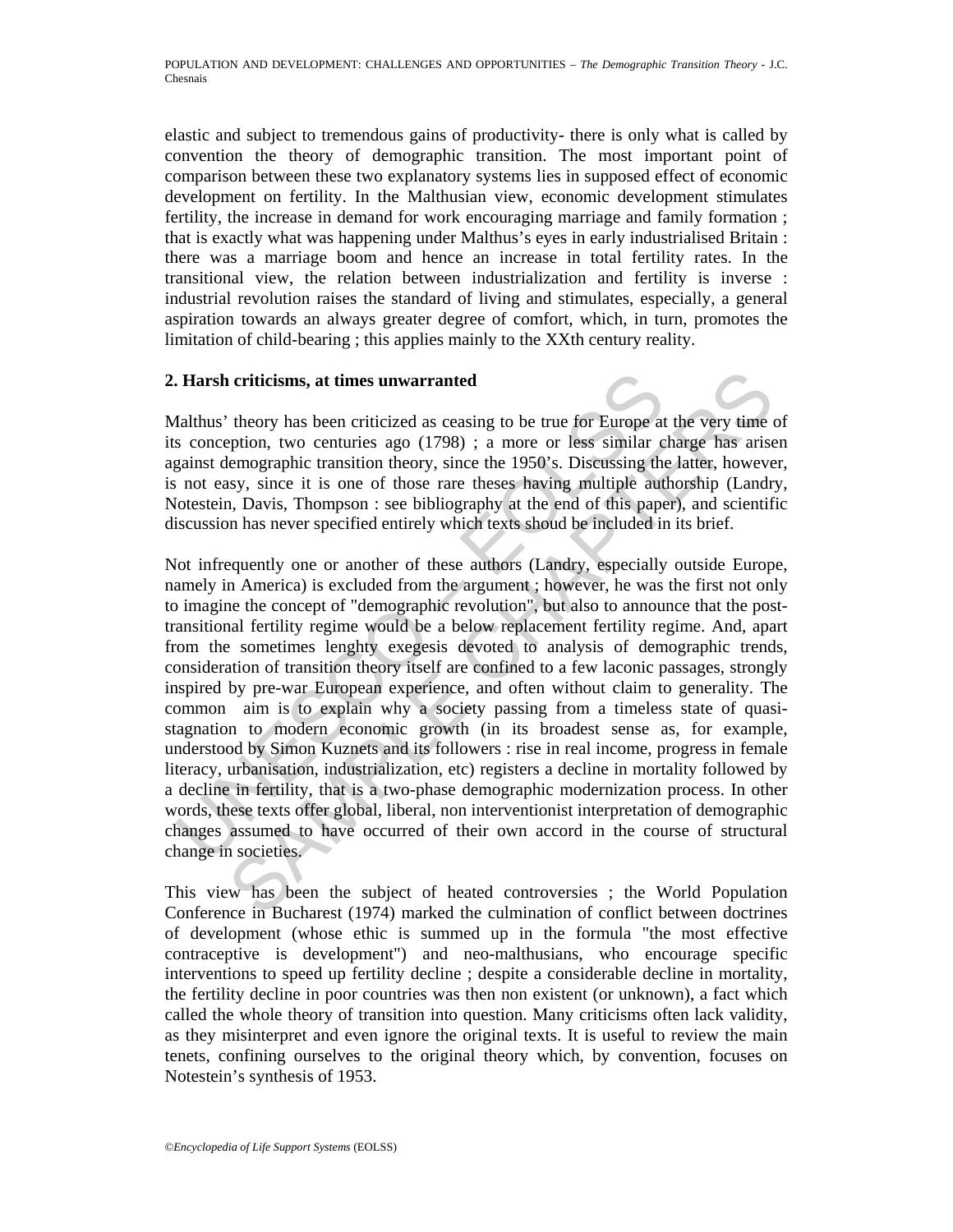elastic and subject to tremendous gains of productivity- there is only what is called by convention the theory of demographic transition. The most important point of comparison between these two explanatory systems lies in supposed effect of economic development on fertility. In the Malthusian view, economic development stimulates fertility, the increase in demand for work encouraging marriage and family formation ; that is exactly what was happening under Malthus's eyes in early industrialised Britain : there was a marriage boom and hence an increase in total fertility rates. In the transitional view, the relation between industrialization and fertility is inverse : industrial revolution raises the standard of living and stimulates, especially, a general aspiration towards an always greater degree of comfort, which, in turn, promotes the limitation of child-bearing ; this applies mainly to the XXth century reality.

## 2. Harsh criticisms, at times unwarranted

Malthus' theory has been criticized as ceasing to be true for Europe at the very time of its conception, two centuries ago (1798) ; a more or less similar charge has arisen against demographic transition theory, since the 1950's. Discussing the latter, however, is not easy, since it is one of those rare theses having multiple authorship (Landry, Notestein, Davis, Thompson : see bibliography at the end of this paper), and scientific discussion has never specified entirely which texts shoud be included in its brief.

Not infrequently one or another of these authors (Landry, especially outside Europe, namely in America) is excluded from the argument ; however, he was the first not only to imagine the concept of "demographic revolution", but also to announce that the post-transitional fertility regime would be a below replacement fertility regime. And, apart from the sometimes lenghty exegesis devoted to analysis of demographic trends, consideration of transition theory itself are confined to a few laconic passages, strongly inspired by pre-war European experience, and often without claim to generality. The common aim is to explain why a society passing from a timeless state of quasi-stagnation to modern economic growth (in its broadest sense as, for example, understood by Simon Kuznets and its followers : rise in real income, progress in female literacy, urbanisation, industrialization, etc) registers a decline in mortality followed by a decline in fertility, that is a two-phase demographic modernization process. In other words, these texts offer global, liberal, non interventionist interpretation of demographic changes assumed to have occurred of their own accord in the course of structural change in societies.

This view has been the subject of heated controversies ; the World Population Conference in Bucharest (1974) marked the culmination of conflict between doctrines of development (whose ethic is summed up in the formula "the most effective contraceptive is development") and neo-malthusians, who encourage specific interventions to speed up fertility decline ; despite a considerable decline in mortality, the fertility decline in poor countries was then non existent (or unknown), a fact which called the whole theory of transition into question. Many criticisms often lack validity, as they misinterpret and even ignore the original texts. It is useful to review the main tenets, confining ourselves to the original theory which, by convention, focuses on Notestein's synthesis of 1953.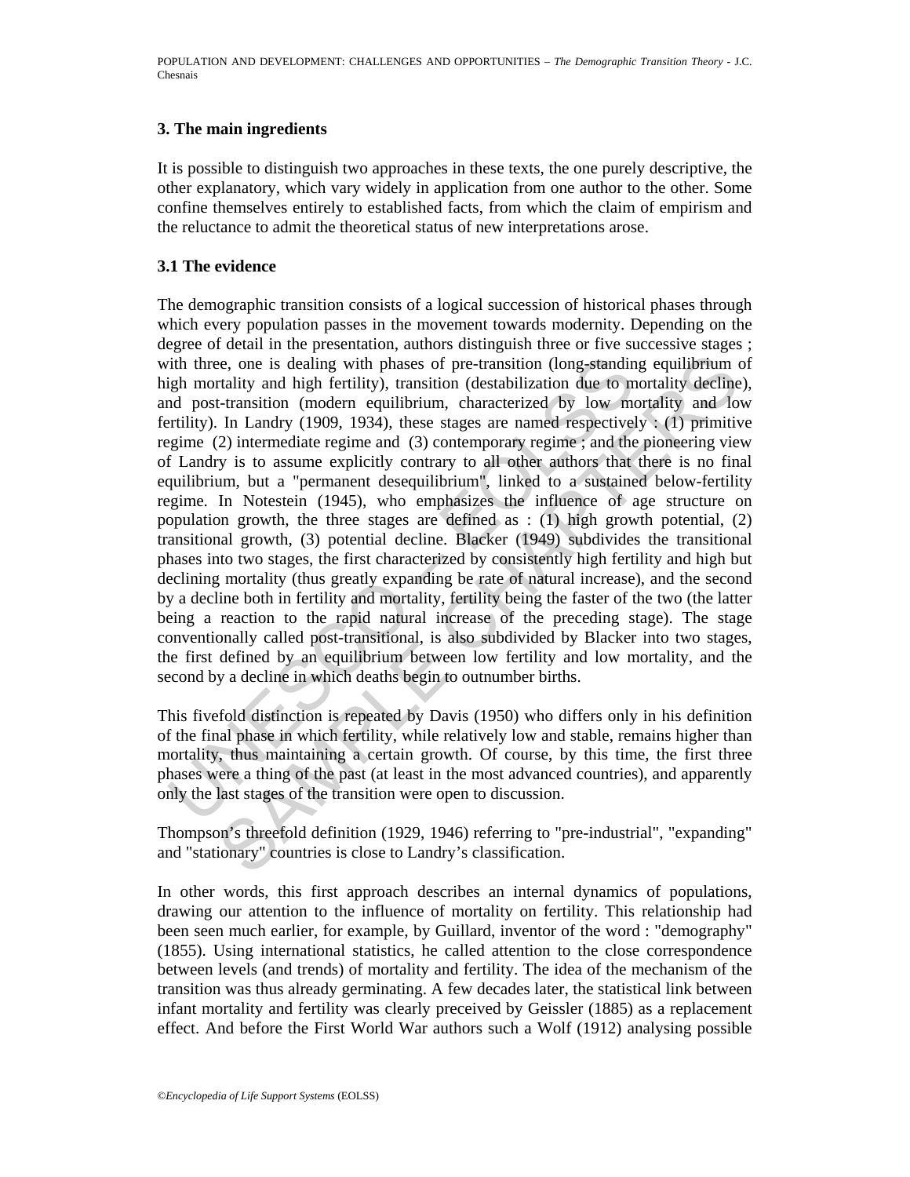## 3. The main ingredients

It is possible to distinguish two approaches in these texts, the one purely descriptive, the other explanatory, which vary widely in application from one author to the other. Some confine themselves entirely to established facts, from which the claim of empirism and the reluctance to admit the theoretical status of new interpretations arose.

### 3.1 The evidence

The demographic transition consists of a logical succession of historical phases through which every population passes in the movement towards modernity. Depending on the degree of detail in the presentation, authors distinguish three or five successive stages ; with three, one is dealing with phases of pre-transition (long-standing equilibrium of high mortality and high fertility), transition (destabilization due to mortality decline), and post-transition (modern equilibrium, characterized by low mortality and low fertility). In Landry (1909, 1934), these stages are named respectively : (1) primitive regime (2) intermediate regime and (3) contemporary regime ; and the pioneering view of Landry is to assume explicitly contrary to all other authors that there is no final equilibrium, but a "permanent desequilibrium", linked to a sustained below-fertility regime. In Notestein (1945), who emphasizes the influence of age structure on population growth, the three stages are defined as : (1) high growth potential, (2) transitional growth, (3) potential decline. Blacker (1949) subdivides the transitional phases into two stages, the first characterized by consistently high fertility and high but declining mortality (thus greatly expanding be rate of natural increase), and the second by a decline both in fertility and mortality, fertility being the faster of the two (the latter being a reaction to the rapid natural increase of the preceding stage). The stage conventionally called post-transitional, is also subdivided by Blacker into two stages, the first defined by an equilibrium between low fertility and low mortality, and the second by a decline in which deaths begin to outnumber births.

This fivefold distinction is repeated by Davis (1950) who differs only in his definition of the final phase in which fertility, while relatively low and stable, remains higher than mortality, thus maintaining a certain growth. Of course, by this time, the first three phases were a thing of the past (at least in the most advanced countries), and apparently only the last stages of the transition were open to discussion.

Thompson's threefold definition (1929, 1946) referring to "pre-industrial", "expanding" and "stationary" countries is close to Landry's classification.

In other words, this first approach describes an internal dynamics of populations, drawing our attention to the influence of mortality on fertility. This relationship had been seen much earlier, for example, by Guillard, inventor of the word : "demography" (1855). Using international statistics, he called attention to the close correspondence between levels (and trends) of mortality and fertility. The idea of the mechanism of the transition was thus already germinating. A few decades later, the statistical link between infant mortality and fertility was clearly preceived by Geissler (1885) as a replacement effect. And before the First World War authors such a Wolf (1912) analysing possible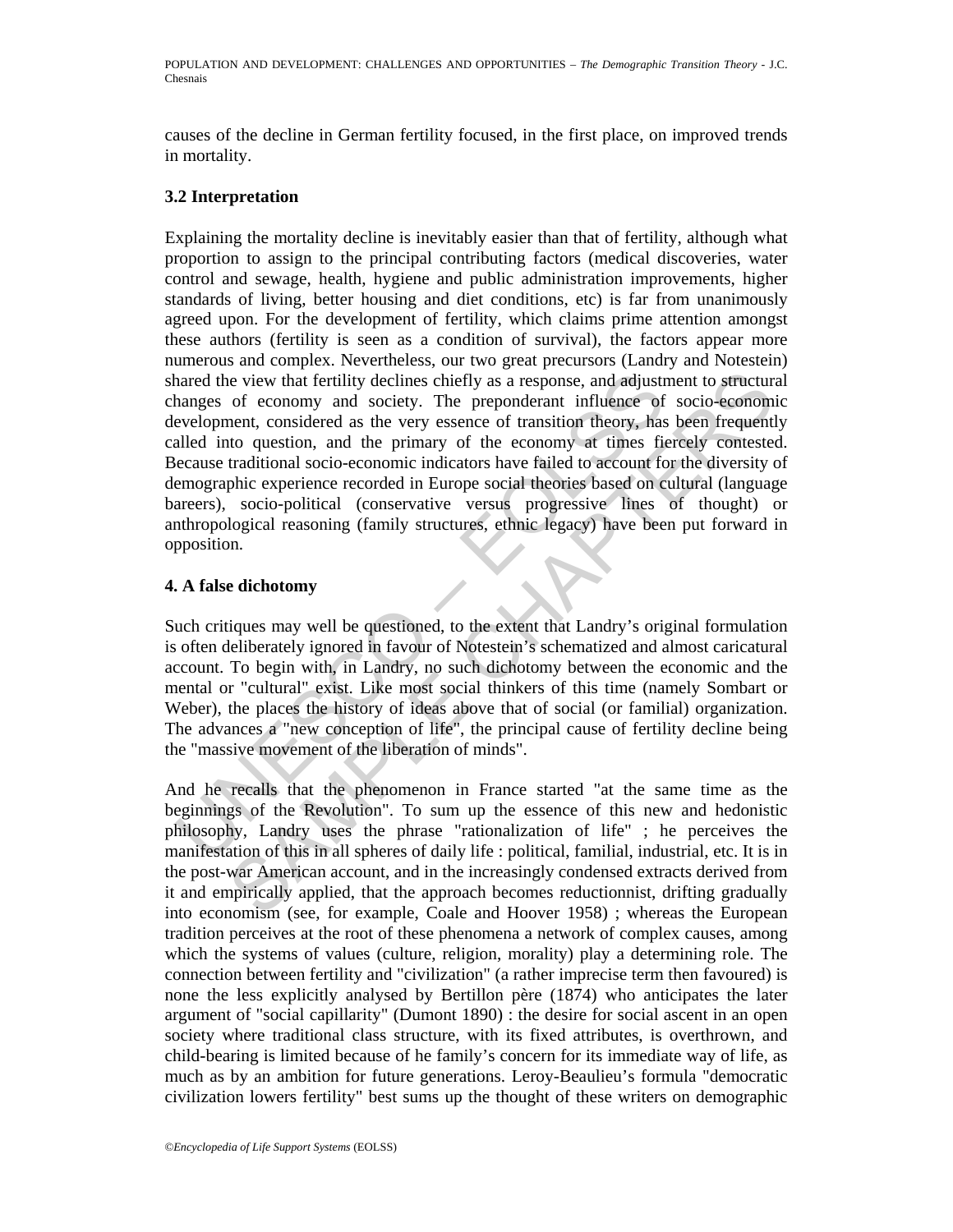causes of the decline in German fertility focused, in the first place, on improved trends in mortality.

### 3.2 Interpretation

Explaining the mortality decline is inevitably easier than that of fertility, although what proportion to assign to the principal contributing factors (medical discoveries, water control and sewage, health, hygiene and public administration improvements, higher standards of living, better housing and diet conditions, etc) is far from unanimously agreed upon. For the development of fertility, which claims prime attention amongst these authors (fertility is seen as a condition of survival), the factors appear more numerous and complex. Nevertheless, our two great precursors (Landry and Notestein) shared the view that fertility declines chiefly as a response, and adjustment to structural changes of economy and society. The preponderant influence of socio-economic development, considered as the very essence of transition theory, has been frequently called into question, and the primary of the economy at times fiercely contested. Because traditional socio-economic indicators have failed to account for the diversity of demographic experience recorded in Europe social theories based on cultural (language bareers), socio-political (conservative versus progressive lines of thought) or anthropological reasoning (family structures, ethnic legacy) have been put forward in opposition.

## 4. A false dichotomy

Such critiques may well be questioned, to the extent that Landry's original formulation is often deliberately ignored in favour of Notestein's schematized and almost caricatural account. To begin with, in Landry, no such dichotomy between the economic and the mental or "cultural" exist. Like most social thinkers of this time (namely Sombart or Weber), the places the history of ideas above that of social (or familial) organization. The advances a "new conception of life", the principal cause of fertility decline being the "massive movement of the liberation of minds".

And he recalls that the phenomenon in France started "at the same time as the beginnings of the Revolution". To sum up the essence of this new and hedonistic philosophy, Landry uses the phrase "rationalization of life" ; he perceives the manifestation of this in all spheres of daily life : political, familial, industrial, etc. It is in the post-war American account, and in the increasingly condensed extracts derived from it and empirically applied, that the approach becomes reductionnist, drifting gradually into economism (see, for example, Coale and Hoover 1958) ; whereas the European tradition perceives at the root of these phenomena a network of complex causes, among which the systems of values (culture, religion, morality) play a determining role. The connection between fertility and "civilization" (a rather imprecise term then favoured) is none the less explicitly analysed by Bertillon père (1874) who anticipates the later argument of "social capillarity" (Dumont 1890) : the desire for social ascent in an open society where traditional class structure, with its fixed attributes, is overthrown, and child-bearing is limited because of he family's concern for its immediate way of life, as much as by an ambition for future generations. Leroy-Beaulieu's formula "democratic civilization lowers fertility" best sums up the thought of these writers on demographic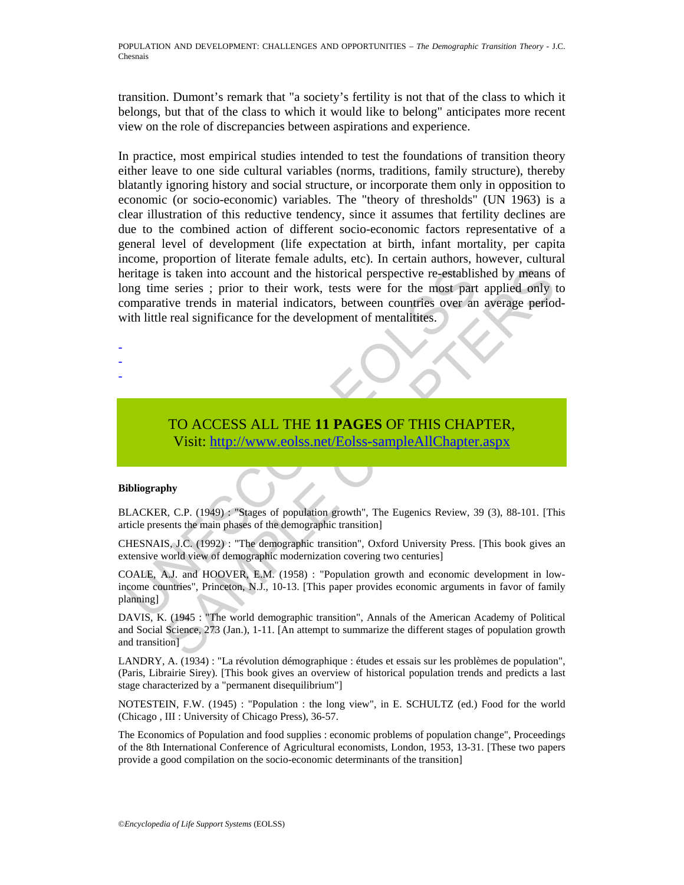transition. Dumont's remark that "a society's fertility is not that of the class to which it belongs, but that of the class to which it would like to belong" anticipates more recent view on the role of discrepancies between aspirations and experience.

In practice, most empirical studies intended to test the foundations of transition theory either leave to one side cultural variables (norms, traditions, family structure), thereby blatantly ignoring history and social structure, or incorporate them only in opposition to economic (or socio-economic) variables. The "theory of thresholds" (UN 1963) is a clear illustration of this reductive tendency, since it assumes that fertility declines are due to the combined action of different socio-economic factors representative of a general level of development (life expectation at birth, infant mortality, per capita income, proportion of literate female adults, etc). In certain authors, however, cultural heritage is taken into account and the historical perspective re-established by means of long time series ; prior to their work, tests were for the most part applied only to comparative trends in material indicators, between countries over an average period-with little real significance for the development of mentalitites.

-
-
-

TO ACCESS ALL THE **11 PAGES** OF THIS CHAPTER,
Visit: http://www.eolss.net/Eolss-sampleAllChapter.aspx

**Bibliography**

BLACKER, C.P. (1949) : "Stages of population growth", The Eugenics Review, 39 (3), 88-101. [This article presents the main phases of the demographic transition]

CHESNAIS, J.C. (1992) : "The demographic transition", Oxford University Press. [This book gives an extensive world view of demographic modernization covering two centuries]

COALE, A.J. and HOOVER, E.M. (1958) : "Population growth and economic development in low-income countries", Princeton, N.J., 10-13. [This paper provides economic arguments in favor of family planning]

DAVIS, K. (1945 : "The world demographic transition", Annals of the American Academy of Political and Social Science, 273 (Jan.), 1-11. [An attempt to summarize the different stages of population growth and transition]

LANDRY, A. (1934) : "La révolution démographique : études et essais sur les problèmes de population", (Paris, Librairie Sirey). [This book gives an overview of historical population trends and predicts a last stage characterized by a "permanent disequilibrium"]

NOTESTEIN, F.W. (1945) : "Population : the long view", in E. SCHULTZ (ed.) Food for the world (Chicago , III : University of Chicago Press), 36-57.

The Economics of Population and food supplies : economic problems of population change", Proceedings of the 8th International Conference of Agricultural economists, London, 1953, 13-31. [These two papers provide a good compilation on the socio-economic determinants of the transition]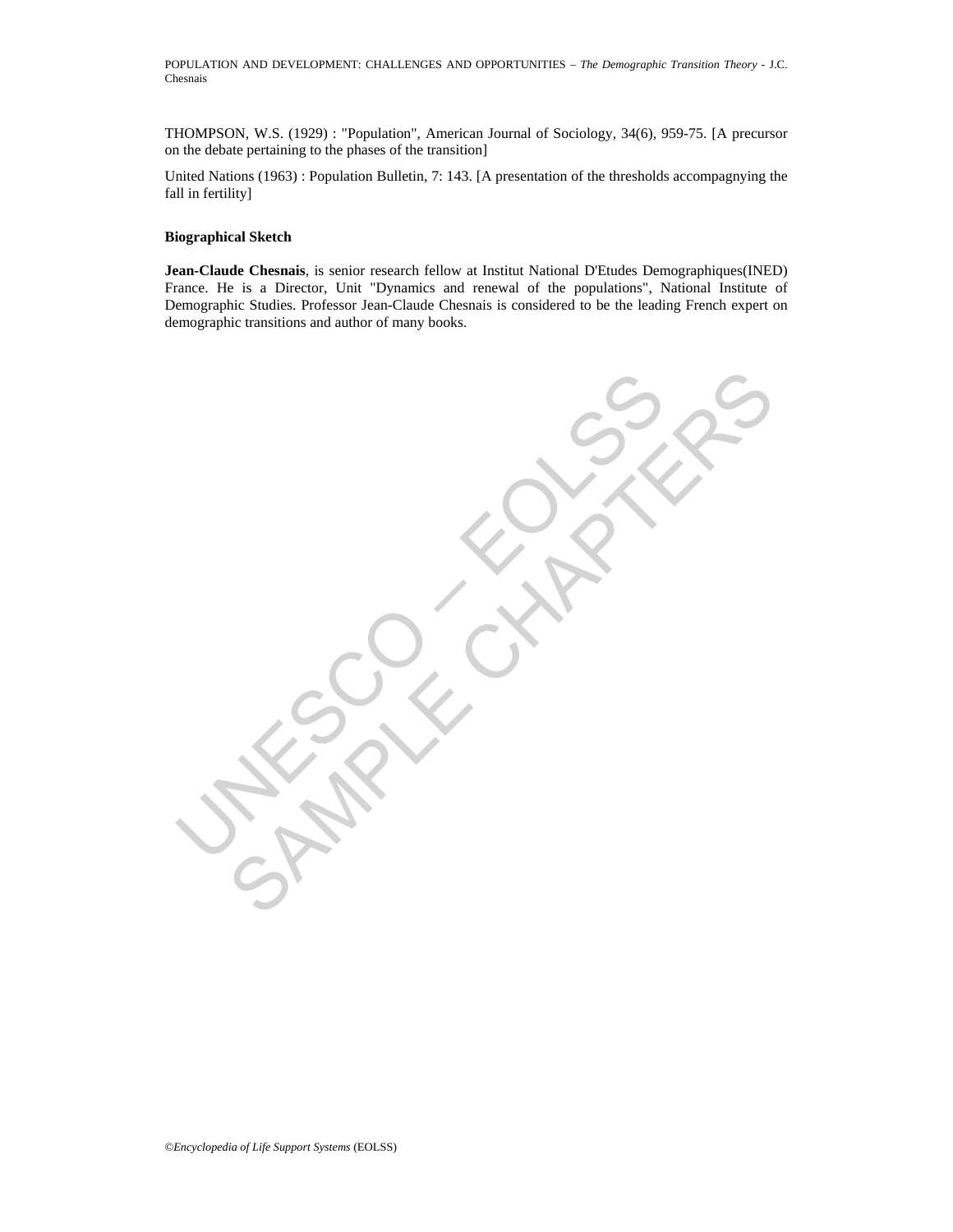THOMPSON, W.S. (1929) : "Population", American Journal of Sociology, 34(6), 959-75. [A precursor on the debate pertaining to the phases of the transition]

United Nations (1963) : Population Bulletin, 7: 143. [A presentation of the thresholds accompagnying the fall in fertility]

### Biographical Sketch

**Jean-Claude Chesnais**, is senior research fellow at Institut National D'Etudes Demographiques(INED) France. He is a Director, Unit "Dynamics and renewal of the populations", National Institute of Demographic Studies. Professor Jean-Claude Chesnais is considered to be the leading French expert on demographic transitions and author of many books.